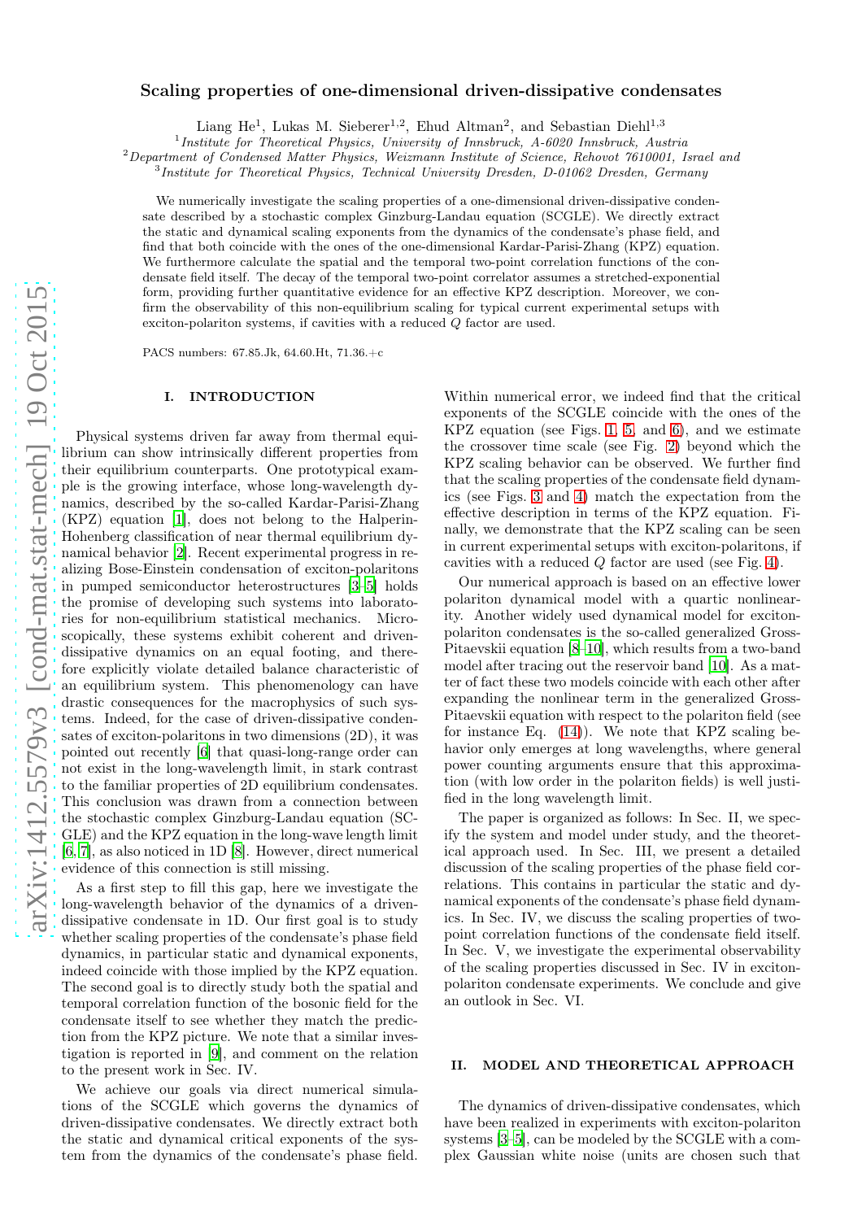# Scaling properties of one-dimensional driven-dissipative condensates

Liang He[1], Lukas M. Sieberer[1,2], Ehud Altman[2], and Sebastian Diehl[1,3]

[1] *Institute for Theoretical Physics, University of Innsbruck, A-6020 Innsbruck, Austria*
[2] *Department of Condensed Matter Physics, Weizmann Institute of Science, Rehovot 7610001, Israel and*
[3] *Institute for Theoretical Physics, Technical University Dresden, D-01062 Dresden, Germany*

We numerically investigate the scaling properties of a one-dimensional driven-dissipative condensate described by a stochastic complex Ginzburg-Landau equation (SCGLE). We directly extract the static and dynamical scaling exponents from the dynamics of the condensate's phase field, and find that both coincide with the ones of the one-dimensional Kardar-Parisi-Zhang (KPZ) equation. We furthermore calculate the spatial and the temporal two-point correlation functions of the condensate field itself. The decay of the temporal two-point correlator assumes a stretched-exponential form, providing further quantitative evidence for an effective KPZ description. Moreover, we confirm the observability of this non-equilibrium scaling for typical current experimental setups with exciton-polariton systems, if cavities with a reduced $Q$ factor are used.

PACS numbers: 67.85.Jk, 64.60.Ht, 71.36.+c

## I. INTRODUCTION

Physical systems driven far away from thermal equilibrium can show intrinsically different properties from their equilibrium counterparts. One prototypical example is the growing interface, whose long-wavelength dynamics, described by the so-called Kardar-Parisi-Zhang (KPZ) equation [1], does not belong to the Halperin-Hohenberg classification of near thermal equilibrium dynamical behavior [2]. Recent experimental progress in realizing Bose-Einstein condensation of exciton-polaritons in pumped semiconductor heterostructures [3–5] holds the promise of developing such systems into laboratories for non-equilibrium statistical mechanics. Microscopically, these systems exhibit coherent and driven-dissipative dynamics on an equal footing, and therefore explicitly violate detailed balance characteristic of an equilibrium system. This phenomenology can have drastic consequences for the macrophysics of such systems. Indeed, for the case of driven-dissipative condensates of exciton-polaritons in two dimensions (2D), it was pointed out recently [6] that quasi-long-range order can not exist in the long-wavelength limit, in stark contrast to the familiar properties of 2D equilibrium condensates. This conclusion was drawn from a connection between the stochastic complex Ginzburg-Landau equation (SCGLE) and the KPZ equation in the long-wave length limit [6, 7], as also noticed in 1D [8]. However, direct numerical evidence of this connection is still missing.

As a first step to fill this gap, here we investigate the long-wavelength behavior of the dynamics of a driven-dissipative condensate in 1D. Our first goal is to study whether scaling properties of the condensate's phase field dynamics, in particular static and dynamical exponents, indeed coincide with those implied by the KPZ equation. The second goal is to directly study both the spatial and temporal correlation function of the bosonic field for the condensate itself to see whether they match the prediction from the KPZ picture. We note that a similar investigation is reported in [9], and comment on the relation to the present work in Sec. IV.

We achieve our goals via direct numerical simulations of the SCGLE which governs the dynamics of driven-dissipative condensates. We directly extract both the static and dynamical critical exponents of the system from the dynamics of the condensate's phase field. Within numerical error, we indeed find that the critical exponents of the SCGLE coincide with the ones of the KPZ equation (see Figs. 1, 5, and 6), and we estimate the crossover time scale (see Fig. 2) beyond which the KPZ scaling behavior can be observed. We further find that the scaling properties of the condensate field dynamics (see Figs. 3 and 4) match the expectation from the effective description in terms of the KPZ equation. Finally, we demonstrate that the KPZ scaling can be seen in current experimental setups with exciton-polaritons, if cavities with a reduced $Q$ factor are used (see Fig. 4).

Our numerical approach is based on an effective lower polariton dynamical model with a quartic nonlinearity. Another widely used dynamical model for exciton-polariton condensates is the so-called generalized Gross-Pitaevskii equation [8–10], which results from a two-band model after tracing out the reservoir band [10]. As a matter of fact these two models coincide with each other after expanding the nonlinear term in the generalized Gross-Pitaevskii equation with respect to the polariton field (see for instance Eq. (14)). We note that KPZ scaling behavior only emerges at long wavelengths, where general power counting arguments ensure that this approximation (with low order in the polariton fields) is well justified in the long wavelength limit.

The paper is organized as follows: In Sec. II, we specify the system and model under study, and the theoretical approach used. In Sec. III, we present a detailed discussion of the scaling properties of the phase field correlations. This contains in particular the static and dynamical exponents of the condensate's phase field dynamics. In Sec. IV, we discuss the scaling properties of two-point correlation functions of the condensate field itself. In Sec. V, we investigate the experimental observability of the scaling properties discussed in Sec. IV in exciton-polariton condensate experiments. We conclude and give an outlook in Sec. VI.

## II. MODEL AND THEORETICAL APPROACH

The dynamics of driven-dissipative condensates, which have been realized in experiments with exciton-polariton systems [3–5], can be modeled by the SCGLE with a complex Gaussian white noise (units are chosen such that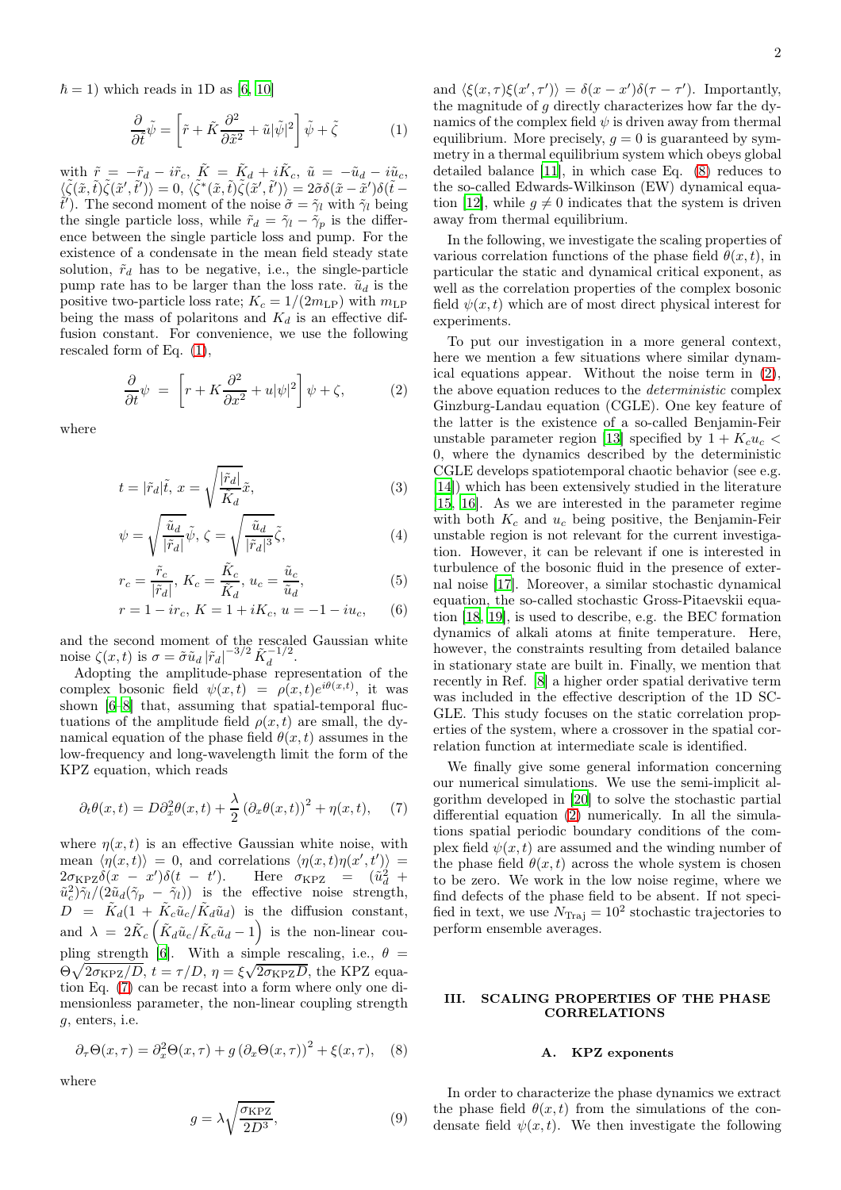$\hbar = 1$) which reads in 1D as [6, 10]

$$\frac{\partial}{\partial \tilde{t}}\tilde{\psi} = \left[\tilde{r} + \tilde{K}\frac{\partial^2}{\partial \tilde{x}^2} + \tilde{u}|\tilde{\psi}|^2\right]\tilde{\psi} + \tilde{\zeta} \tag{1}$$

with $\tilde{r} = -\tilde{r}_d - i\tilde{r}_c$, $\tilde{K} = \tilde{K}_d + i\tilde{K}_c$, $\tilde{u} = -\tilde{u}_d - i\tilde{u}_c$, $\langle\tilde{\zeta}(\tilde{x},\tilde{t})\tilde{\zeta}(\tilde{x}',\tilde{t}')\rangle = 0$, $\langle\tilde{\zeta}^*(\tilde{x},\tilde{t})\tilde{\zeta}(\tilde{x}',\tilde{t}')\rangle = 2\tilde{\sigma}\delta(\tilde{x}-\tilde{x}')\delta(\tilde{t}-\tilde{t}')$. The second moment of the noise $\tilde{\sigma} = \tilde{\gamma}_l$ with $\tilde{\gamma}_l$ being the single particle loss, while $\tilde{r}_d = \tilde{\gamma}_l - \tilde{\gamma}_p$ is the difference between the single particle loss and pump. For the existence of a condensate in the mean field steady state solution, $\tilde{r}_d$ has to be negative, i.e., the single-particle pump rate has to be larger than the loss rate. $\tilde{u}_d$ is the positive two-particle loss rate; $K_c = 1/(2m_{\mathrm{LP}})$ with $m_{\mathrm{LP}}$ being the mass of polaritons and $K_d$ is an effective diffusion constant. For convenience, we use the following rescaled form of Eq. (1),

$$\frac{\partial}{\partial t}\psi = \left[r + K\frac{\partial^2}{\partial x^2} + u|\psi|^2\right]\psi + \zeta, \tag{2}$$

where

$$t = |\tilde{r}_d|\tilde{t},\; x = \sqrt{\frac{|\tilde{r}_d|}{\tilde{K}_d}}\tilde{x}, \tag{3}$$

$$\psi = \sqrt{\frac{\tilde{u}_d}{|\tilde{r}_d|}}\tilde{\psi},\; \zeta = \sqrt{\frac{\tilde{u}_d}{|\tilde{r}_d|^3}}\tilde{\zeta}, \tag{4}$$

$$r_c = \frac{\tilde{r}_c}{|\tilde{r}_d|},\; K_c = \frac{\tilde{K}_c}{\tilde{K}_d},\; u_c = \frac{\tilde{u}_c}{\tilde{u}_d}, \tag{5}$$

$$r = 1 - ir_c,\; K = 1 + iK_c,\; u = -1 - iu_c, \tag{6}$$

and the second moment of the rescaled Gaussian white noise $\zeta(x,t)$ is $\sigma = \tilde{\sigma}\tilde{u}_d\,|\tilde{r}_d|^{-3/2}\,\tilde{K}_d^{-1/2}$.

Adopting the amplitude-phase representation of the complex bosonic field $\psi(x,t) = \rho(x,t)e^{i\theta(x,t)}$, it was shown [6–8] that, assuming that spatial-temporal fluctuations of the amplitude field $\rho(x,t)$ are small, the dynamical equation of the phase field $\theta(x,t)$ assumes in the low-frequency and long-wavelength limit the form of the KPZ equation, which reads

$$\partial_t\theta(x,t) = D\partial_x^2\theta(x,t) + \frac{\lambda}{2}\left(\partial_x\theta(x,t)\right)^2 + \eta(x,t), \tag{7}$$

where $\eta(x,t)$ is an effective Gaussian white noise, with mean $\langle\eta(x,t)\rangle = 0$, and correlations $\langle\eta(x,t)\eta(x',t')\rangle = 2\sigma_{\mathrm{KPZ}}\delta(x-x')\delta(t-t')$. Here $\sigma_{\mathrm{KPZ}} = (\tilde{u}_d^2 + \tilde{u}_c^2)\tilde{\gamma}_l/(2\tilde{u}_d(\tilde{\gamma}_p - \tilde{\gamma}_l))$ is the effective noise strength, $D = \tilde{K}_d(1 + \tilde{K}_c\tilde{u}_c/\tilde{K}_d\tilde{u}_d)$ is the diffusion constant, and $\lambda = 2\tilde{K}_c\left(\tilde{K}_d\tilde{u}_c/\tilde{K}_c\tilde{u}_d - 1\right)$ is the non-linear coupling strength [6]. With a simple rescaling, i.e., $\theta = \Theta\sqrt{2\sigma_{\mathrm{KPZ}}/D}$, $t = \tau/D$, $\eta = \xi\sqrt{2\sigma_{\mathrm{KPZ}}D}$, the KPZ equation Eq. (7) can be recast into a form where only one dimensionless parameter, the non-linear coupling strength $g$, enters, i.e.

$$\partial_\tau\Theta(x,\tau) = \partial_x^2\Theta(x,\tau) + g\left(\partial_x\Theta(x,\tau)\right)^2 + \xi(x,\tau), \tag{8}$$

where

$$g = \lambda\sqrt{\frac{\sigma_{\mathrm{KPZ}}}{2D^3}}, \tag{9}$$

and $\langle\xi(x,\tau)\xi(x',\tau')\rangle = \delta(x-x')\delta(\tau-\tau')$. Importantly, the magnitude of $g$ directly characterizes how far the dynamics of the complex field $\psi$ is driven away from thermal equilibrium. More precisely, $g = 0$ is guaranteed by symmetry in a thermal equilibrium system which obeys global detailed balance [11], in which case Eq. (8) reduces to the so-called Edwards-Wilkinson (EW) dynamical equation [12], while $g \neq 0$ indicates that the system is driven away from thermal equilibrium.

In the following, we investigate the scaling properties of various correlation functions of the phase field $\theta(x,t)$, in particular the static and dynamical critical exponent, as well as the correlation properties of the complex bosonic field $\psi(x,t)$ which are of most direct physical interest for experiments.

To put our investigation in a more general context, here we mention a few situations where similar dynamical equations appear. Without the noise term in (2), the above equation reduces to the *deterministic* complex Ginzburg-Landau equation (CGLE). One key feature of the latter is the existence of a so-called Benjamin-Feir unstable parameter region [13] specified by $1 + K_c u_c < 0$, where the dynamics described by the deterministic CGLE develops spatiotemporal chaotic behavior (see e.g. [14]) which has been extensively studied in the literature [15, 16]. As we are interested in the parameter regime with both $K_c$ and $u_c$ being positive, the Benjamin-Feir unstable region is not relevant for the current investigation. However, it can be relevant if one is interested in turbulence of the bosonic fluid in the presence of external noise [17]. Moreover, a similar stochastic dynamical equation, the so-called stochastic Gross-Pitaevskii equation [18, 19], is used to describe, e.g. the BEC formation dynamics of alkali atoms at finite temperature. Here, however, the constraints resulting from detailed balance in stationary state are built in. Finally, we mention that recently in Ref. [8] a higher order spatial derivative term was included in the effective description of the 1D SC-GLE. This study focuses on the static correlation properties of the system, where a crossover in the spatial correlation function at intermediate scale is identified.

We finally give some general information concerning our numerical simulations. We use the semi-implicit algorithm developed in [20] to solve the stochastic partial differential equation (2) numerically. In all the simulations spatial periodic boundary conditions of the complex field $\psi(x,t)$ are assumed and the winding number of the phase field $\theta(x,t)$ across the whole system is chosen to be zero. We work in the low noise regime, where we find defects of the phase field to be absent. If not specified in text, we use $N_{\mathrm{Traj}} = 10^2$ stochastic trajectories to perform ensemble averages.

## III. SCALING PROPERTIES OF THE PHASE CORRELATIONS

### A. KPZ exponents

In order to characterize the phase dynamics we extract the phase field $\theta(x,t)$ from the simulations of the condensate field $\psi(x,t)$. We then investigate the following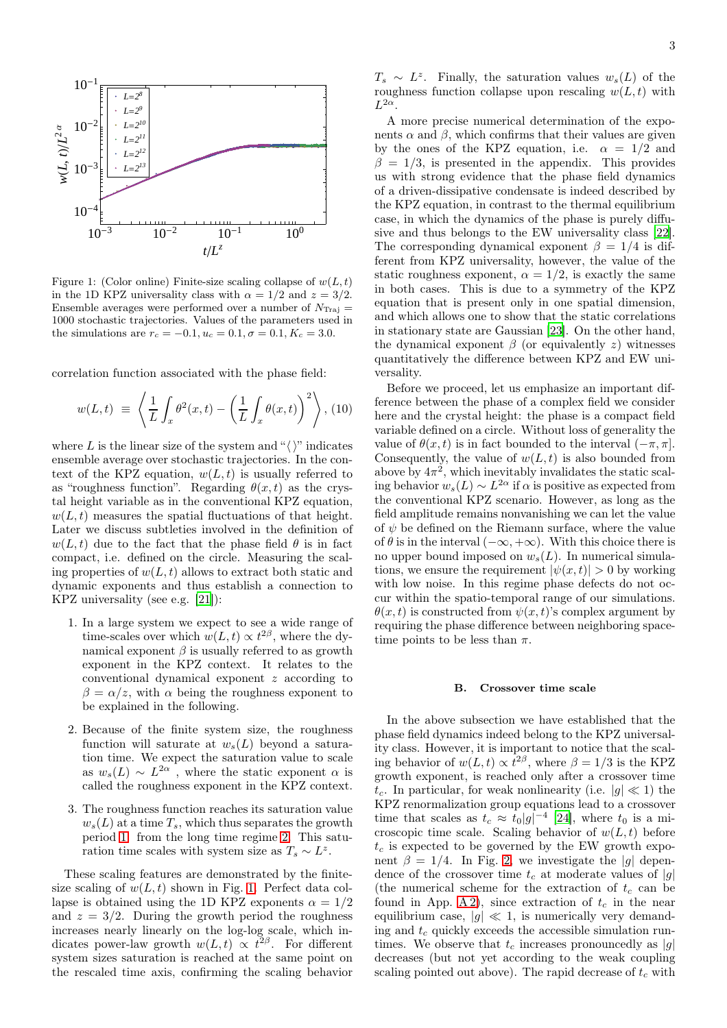Figure 1: (Color online) Finite-size scaling collapse of $w(L,t)$ in the 1D KPZ universality class with $\alpha = 1/2$ and $z = 3/2$. Ensemble averages were performed over a number of $N_{\rm Traj} = 1000$ stochastic trajectories. Values of the parameters used in the simulations are $r_c = -0.1, u_c = 0.1, \sigma = 0.1, K_c = 3.0$.

correlation function associated with the phase field:

$$w(L,t) \equiv \left\langle \frac{1}{L}\int_x \theta^2(x,t) - \left(\frac{1}{L}\int_x \theta(x,t)\right)^2 \right\rangle, \quad (10)$$

where $L$ is the linear size of the system and "$\langle\rangle$" indicates ensemble average over stochastic trajectories. In the context of the KPZ equation, $w(L,t)$ is usually referred to as "roughness function". Regarding $\theta(x,t)$ as the crystal height variable as in the conventional KPZ equation, $w(L,t)$ measures the spatial fluctuations of that height. Later we discuss subtleties involved in the definition of $w(L,t)$ due to the fact that the phase field $\theta$ is in fact compact, i.e. defined on the circle. Measuring the scaling properties of $w(L,t)$ allows to extract both static and dynamic exponents and thus establish a connection to KPZ universality (see e.g. [21]):

1. In a large system we expect to see a wide range of time-scales over which $w(L,t) \propto t^{2\beta}$, where the dynamical exponent $\beta$ is usually referred to as growth exponent in the KPZ context. It relates to the conventional dynamical exponent $z$ according to $\beta = \alpha/z$, with $\alpha$ being the roughness exponent to be explained in the following.
2. Because of the finite system size, the roughness function will saturate at $w_s(L)$ beyond a saturation time. We expect the saturation value to scale as $w_s(L) \sim L^{2\alpha}$ , where the static exponent $\alpha$ is called the roughness exponent in the KPZ context.
3. The roughness function reaches its saturation value $w_s(L)$ at a time $T_s$, which thus separates the growth period 1 from the long time regime 2. This saturation time scales with system size as $T_s \sim L^z$.

These scaling features are demonstrated by the finite-size scaling of $w(L,t)$ shown in Fig. 1. Perfect data collapse is obtained using the 1D KPZ exponents $\alpha = 1/2$ and $z = 3/2$. During the growth period the roughness increases nearly linearly on the log-log scale, which indicates power-law growth $w(L,t) \propto t^{2\beta}$. For different system sizes saturation is reached at the same point on the rescaled time axis, confirming the scaling behavior $T_s \sim L^z$. Finally, the saturation values $w_s(L)$ of the roughness function collapse upon rescaling $w(L,t)$ with $L^{2\alpha}$.

A more precise numerical determination of the exponents $\alpha$ and $\beta$, which confirms that their values are given by the ones of the KPZ equation, i.e. $\alpha = 1/2$ and $\beta = 1/3$, is presented in the appendix. This provides us with strong evidence that the phase field dynamics of a driven-dissipative condensate is indeed described by the KPZ equation, in contrast to the thermal equilibrium case, in which the dynamics of the phase is purely diffusive and thus belongs to the EW universality class [22]. The corresponding dynamical exponent $\beta = 1/4$ is different from KPZ universality, however, the value of the static roughness exponent, $\alpha = 1/2$, is exactly the same in both cases. This is due to a symmetry of the KPZ equation that is present only in one spatial dimension, and which allows one to show that the static correlations in stationary state are Gaussian [23]. On the other hand, the dynamical exponent $\beta$ (or equivalently $z$) witnesses quantitatively the difference between KPZ and EW universality.

Before we proceed, let us emphasize an important difference between the phase of a complex field we consider here and the crystal height: the phase is a compact field variable defined on a circle. Without loss of generality the value of $\theta(x,t)$ is in fact bounded to the interval $(-\pi,\pi]$. Consequently, the value of $w(L,t)$ is also bounded from above by $4\pi^2$, which inevitably invalidates the static scaling behavior $w_s(L) \sim L^{2\alpha}$ if $\alpha$ is positive as expected from the conventional KPZ scenario. However, as long as the field amplitude remains nonvanishing we can let the value of $\psi$ be defined on the Riemann surface, where the value of $\theta$ is in the interval $(-\infty,+\infty)$. With this choice there is no upper bound imposed on $w_s(L)$. In numerical simulations, we ensure the requirement $|\psi(x,t)| > 0$ by working with low noise. In this regime phase defects do not occur within the spatio-temporal range of our simulations. $\theta(x,t)$ is constructed from $\psi(x,t)$'s complex argument by requiring the phase difference between neighboring space-time points to be less than $\pi$.

### B. Crossover time scale

In the above subsection we have established that the phase field dynamics indeed belong to the KPZ universality class. However, it is important to notice that the scaling behavior of $w(L,t) \propto t^{2\beta}$, where $\beta = 1/3$ is the KPZ growth exponent, is reached only after a crossover time $t_c$. In particular, for weak nonlinearity (i.e. $|g| \ll 1$) the KPZ renormalization group equations lead to a crossover time that scales as $t_c \approx t_0|g|^{-4}$ [24], where $t_0$ is a microscopic time scale. Scaling behavior of $w(L,t)$ before $t_c$ is expected to be governed by the EW growth exponent $\beta = 1/4$. In Fig. 2, we investigate the $|g|$ dependence of the crossover time $t_c$ at moderate values of $|g|$ (the numerical scheme for the extraction of $t_c$ can be found in App. A 2), since extraction of $t_c$ in the near equilibrium case, $|g| \ll 1$, is numerically very demanding and $t_c$ quickly exceeds the accessible simulation runtimes. We observe that $t_c$ increases pronouncedly as $|g|$ decreases (but not yet according to the weak coupling scaling pointed out above). The rapid decrease of $t_c$ with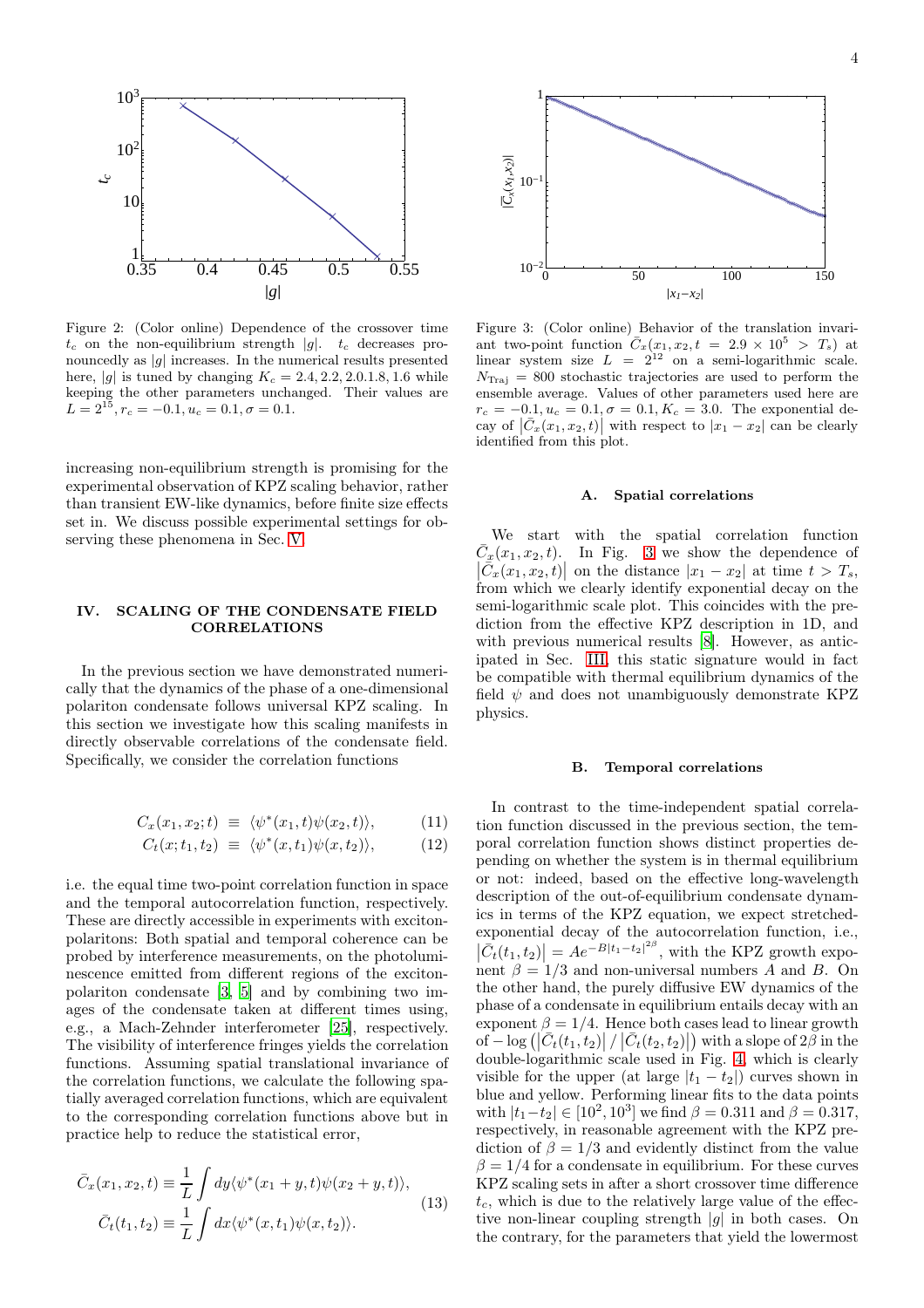Figure 2: (Color online) Dependence of the crossover time $t_c$ on the non-equilibrium strength $|g|$. $t_c$ decreases pronouncedly as $|g|$ increases. In the numerical results presented here, $|g|$ is tuned by changing $K_c = 2.4, 2.2, 2.0.1.8, 1.6$ while keeping the other parameters unchanged. Their values are $L = 2^{15}, r_c = -0.1, u_c = 0.1, \sigma = 0.1$.

Figure 3: (Color online) Behavior of the translation invariant two-point function $\bar{C}_x(x_1, x_2, t = 2.9 \times 10^5 > T_s)$ at linear system size $L = 2^{12}$ on a semi-logarithmic scale. $N_{\rm Traj} = 800$ stochastic trajectories are used to perform the ensemble average. Values of other parameters used here are $r_c = -0.1, u_c = 0.1, \sigma = 0.1, K_c = 3.0$. The exponential decay of $|\bar{C}_x(x_1, x_2, t)|$ with respect to $|x_1 - x_2|$ can be clearly identified from this plot.

increasing non-equilibrium strength is promising for the experimental observation of KPZ scaling behavior, rather than transient EW-like dynamics, before finite size effects set in. We discuss possible experimental settings for observing these phenomena in Sec. V.

## IV. SCALING OF THE CONDENSATE FIELD CORRELATIONS

In the previous section we have demonstrated numerically that the dynamics of the phase of a one-dimensional polariton condensate follows universal KPZ scaling. In this section we investigate how this scaling manifests in directly observable correlations of the condensate field. Specifically, we consider the correlation functions

$$
\begin{aligned}
C_x(x_1, x_2; t) &\equiv \langle \psi^*(x_1, t)\psi(x_2, t)\rangle, &(11)\\
C_t(x; t_1, t_2) &\equiv \langle \psi^*(x, t_1)\psi(x, t_2)\rangle, &(12)
\end{aligned}
$$

i.e. the equal time two-point correlation function in space and the temporal autocorrelation function, respectively. These are directly accessible in experiments with exciton-polaritons: Both spatial and temporal coherence can be probed by interference measurements, on the photoluminescence emitted from different regions of the exciton-polariton condensate [3, 5] and by combining two images of the condensate taken at different times using, e.g., a Mach-Zehnder interferometer [25], respectively. The visibility of interference fringes yields the correlation functions. Assuming spatial translational invariance of the correlation functions, we calculate the following spatially averaged correlation functions, which are equivalent to the corresponding correlation functions above but in practice help to reduce the statistical error,

$$
\begin{aligned}
\bar{C}_x(x_1, x_2, t) &\equiv \frac{1}{L}\int dy \langle \psi^*(x_1 + y, t)\psi(x_2 + y, t)\rangle,\\
\bar{C}_t(t_1, t_2) &\equiv \frac{1}{L}\int dx \langle \psi^*(x, t_1)\psi(x, t_2)\rangle.
\end{aligned}
\qquad (13)
$$

### A. Spatial correlations

We start with the spatial correlation function $\bar{C}_x(x_1, x_2, t)$. In Fig. 3 we show the dependence of $|\bar{C}_x(x_1, x_2, t)|$ on the distance $|x_1 - x_2|$ at time $t > T_s$, from which we clearly identify exponential decay on the semi-logarithmic scale plot. This coincides with the prediction from the effective KPZ description in 1D, and with previous numerical results [8]. However, as anticipated in Sec. III, this static signature would in fact be compatible with thermal equilibrium dynamics of the field $\psi$ and does not unambiguously demonstrate KPZ physics.

### B. Temporal correlations

In contrast to the time-independent spatial correlation function discussed in the previous section, the temporal correlation function shows distinct properties depending on whether the system is in thermal equilibrium or not: indeed, based on the effective long-wavelength description of the out-of-equilibrium condensate dynamics in terms of the KPZ equation, we expect stretched-exponential decay of the autocorrelation function, i.e., $|\bar{C}_t(t_1, t_2)| = Ae^{-B|t_1 - t_2|^{2\beta}}$, with the KPZ growth exponent $\beta = 1/3$ and non-universal numbers $A$ and $B$. On the other hand, the purely diffusive EW dynamics of the phase of a condensate in equilibrium entails decay with an exponent $\beta = 1/4$. Hence both cases lead to linear growth of $-\log(|\bar{C}_t(t_1, t_2)| / |\bar{C}_t(t_2, t_2)|)$ with a slope of $2\beta$ in the double-logarithmic scale used in Fig. 4, which is clearly visible for the upper (at large $|t_1 - t_2|$) curves shown in blue and yellow. Performing linear fits to the data points with $|t_1 - t_2| \in [10^2, 10^3]$ we find $\beta = 0.311$ and $\beta = 0.317$, respectively, in reasonable agreement with the KPZ prediction of $\beta = 1/3$ and evidently distinct from the value $\beta = 1/4$ for a condensate in equilibrium. For these curves KPZ scaling sets in after a short crossover time difference $t_c$, which is due to the relatively large value of the effective non-linear coupling strength $|g|$ in both cases. On the contrary, for the parameters that yield the lowermost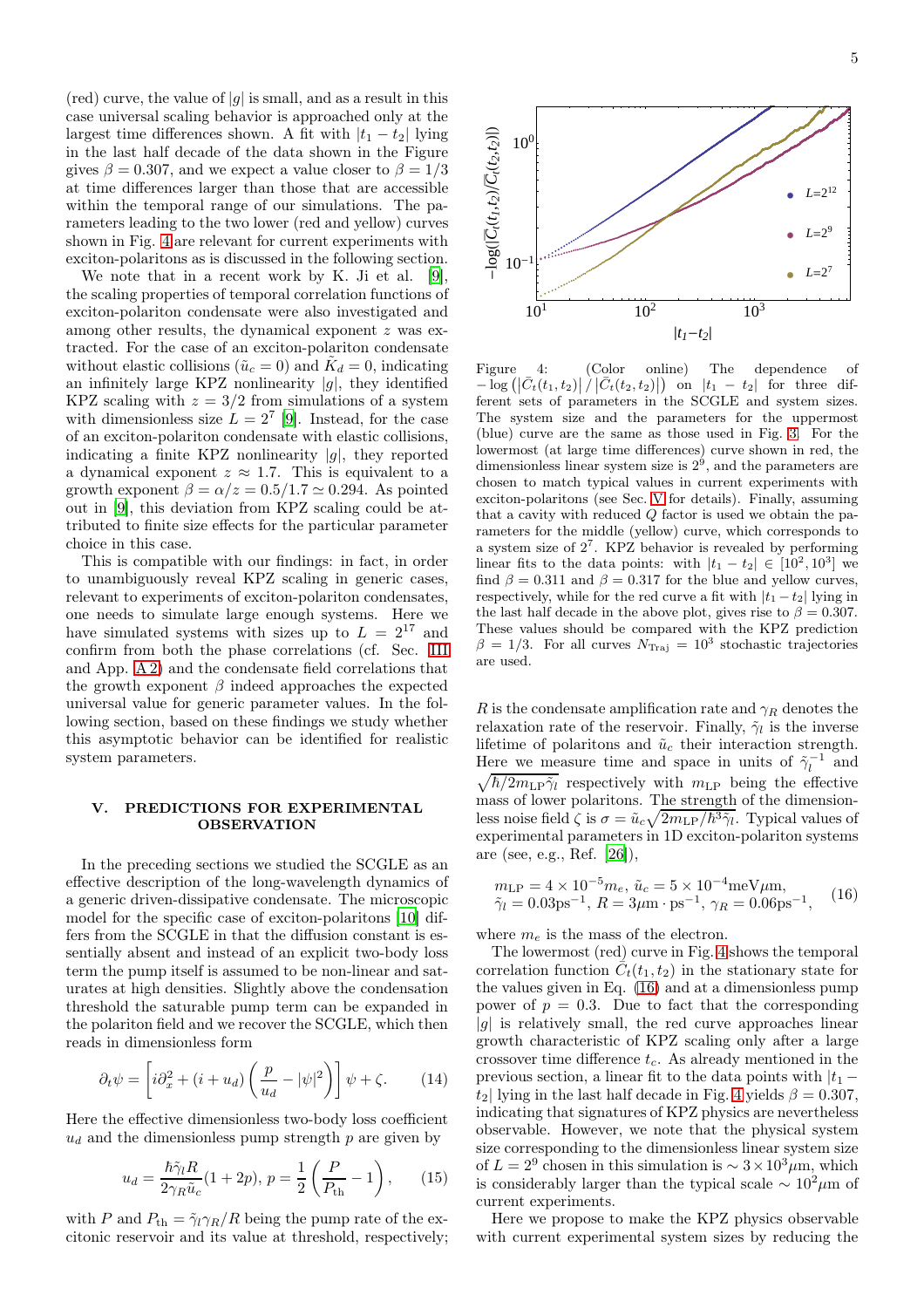(red) curve, the value of $|g|$ is small, and as a result in this case universal scaling behavior is approached only at the largest time differences shown. A fit with $|t_1 - t_2|$ lying in the last half decade of the data shown in the Figure gives $\beta = 0.307$, and we expect a value closer to $\beta = 1/3$ at time differences larger than those that are accessible within the temporal range of our simulations. The parameters leading to the two lower (red and yellow) curves shown in Fig. 4 are relevant for current experiments with exciton-polaritons as is discussed in the following section.

We note that in a recent work by K. Ji et al. [9], the scaling properties of temporal correlation functions of exciton-polariton condensate were also investigated and among other results, the dynamical exponent $z$ was extracted. For the case of an exciton-polariton condensate without elastic collisions ($\tilde{u}_c = 0$) and $\tilde{K}_d = 0$, indicating an infinitely large KPZ nonlinearity $|g|$, they identified KPZ scaling with $z = 3/2$ from simulations of a system with dimensionless size $L = 2^7$ [9]. Instead, for the case of an exciton-polariton condensate with elastic collisions, indicating a finite KPZ nonlinearity $|g|$, they reported a dynamical exponent $z \approx 1.7$. This is equivalent to a growth exponent $\beta = \alpha/z = 0.5/1.7 \simeq 0.294$. As pointed out in [9], this deviation from KPZ scaling could be attributed to finite size effects for the particular parameter choice in this case.

This is compatible with our findings: in fact, in order to unambiguously reveal KPZ scaling in generic cases, relevant to experiments of exciton-polariton condensates, one needs to simulate large enough systems. Here we have simulated systems with sizes up to $L = 2^{17}$ and confirm from both the phase correlations (cf. Sec. III and App. A 2) and the condensate field correlations that the growth exponent $\beta$ indeed approaches the expected universal value for generic parameter values. In the following section, based on these findings we study whether this asymptotic behavior can be identified for realistic system parameters.

Figure 4: (Color online) The dependence of $-\log\left(|\bar{C}_t(t_1,t_2)|/|\bar{C}_t(t_2,t_2)|\right)$ on $|t_1 - t_2|$ for three different sets of parameters in the SCGLE and system sizes. The system size and the parameters for the uppermost (blue) curve are the same as those used in Fig. 3. For the lowermost (at large time differences) curve shown in red, the dimensionless linear system size is $2^9$, and the parameters are chosen to match typical values in current experiments with exciton-polaritons (see Sec. V for details). Finally, assuming that a cavity with reduced $Q$ factor is used we obtain the parameters for the middle (yellow) curve, which corresponds to a system size of $2^7$. KPZ behavior is revealed by performing linear fits to the data points: with $|t_1 - t_2| \in [10^2, 10^3]$ we find $\beta = 0.311$ and $\beta = 0.317$ for the blue and yellow curves, respectively, while for the red curve a fit with $|t_1 - t_2|$ lying in the last half decade in the above plot, gives rise to $\beta = 0.307$. These values should be compared with the KPZ prediction $\beta = 1/3$. For all curves $N_{\text{Traj}} = 10^3$ stochastic trajectories are used.

## V. PREDICTIONS FOR EXPERIMENTAL OBSERVATION

In the preceding sections we studied the SCGLE as an effective description of the long-wavelength dynamics of a generic driven-dissipative condensate. The microscopic model for the specific case of exciton-polaritons [10] differs from the SCGLE in that the diffusion constant is essentially absent and instead of an explicit two-body loss term the pump itself is assumed to be non-linear and saturates at high densities. Slightly above the condensation threshold the saturable pump term can be expanded in the polariton field and we recover the SCGLE, which then reads in dimensionless form

$$\partial_t \psi = \left[ i\partial_x^2 + (i + u_d)\left(\frac{p}{u_d} - |\psi|^2\right)\right]\psi + \zeta. \tag{14}$$

Here the effective dimensionless two-body loss coefficient $u_d$ and the dimensionless pump strength $p$ are given by

$$u_d = \frac{\hbar \tilde{\gamma}_l R}{2\gamma_R \tilde{u}_c}(1 + 2p),\; p = \frac{1}{2}\left(\frac{P}{P_{\text{th}}} - 1\right), \tag{15}$$

with $P$ and $P_{\text{th}} = \tilde{\gamma}_l \gamma_R / R$ being the pump rate of the excitonic reservoir and its value at threshold, respectively; $R$ is the condensate amplification rate and $\gamma_R$ denotes the relaxation rate of the reservoir. Finally, $\tilde{\gamma}_l$ is the inverse lifetime of polaritons and $\tilde{u}_c$ their interaction strength. Here we measure time and space in units of $\tilde{\gamma}_l^{-1}$ and $\sqrt{\hbar/2m_{\text{LP}}\tilde{\gamma}_l}$ respectively with $m_{\text{LP}}$ being the effective mass of lower polaritons. The strength of the dimensionless noise field $\zeta$ is $\sigma = \tilde{u}_c\sqrt{2m_{\text{LP}}/\hbar^3\tilde{\gamma}_l}$. Typical values of experimental parameters in 1D exciton-polariton systems are (see, e.g., Ref. [26]),

$$\begin{aligned} &m_{\text{LP}} = 4\times 10^{-5} m_e,\; \tilde{u}_c = 5\times 10^{-4}\text{meV}\mu\text{m}, \\ &\tilde{\gamma}_l = 0.03\text{ps}^{-1},\; R = 3\mu\text{m}\cdot\text{ps}^{-1},\; \gamma_R = 0.06\text{ps}^{-1}, \end{aligned} \tag{16}$$

where $m_e$ is the mass of the electron.

The lowermost (red) curve in Fig. 4 shows the temporal correlation function $\bar{C}_t(t_1,t_2)$ in the stationary state for the values given in Eq. (16) and at a dimensionless pump power of $p = 0.3$. Due to fact that the corresponding $|g|$ is relatively small, the red curve approaches linear growth characteristic of KPZ scaling only after a large crossover time difference $t_c$. As already mentioned in the previous section, a linear fit to the data points with $|t_1 - t_2|$ lying in the last half decade in Fig. 4 yields $\beta = 0.307$, indicating that signatures of KPZ physics are nevertheless observable. However, we note that the physical system size corresponding to the dimensionless linear system size of $L = 2^9$ chosen in this simulation is $\sim 3\times 10^3\mu$m, which is considerably larger than the typical scale $\sim 10^2\mu$m of current experiments.

Here we propose to make the KPZ physics observable with current experimental system sizes by reducing the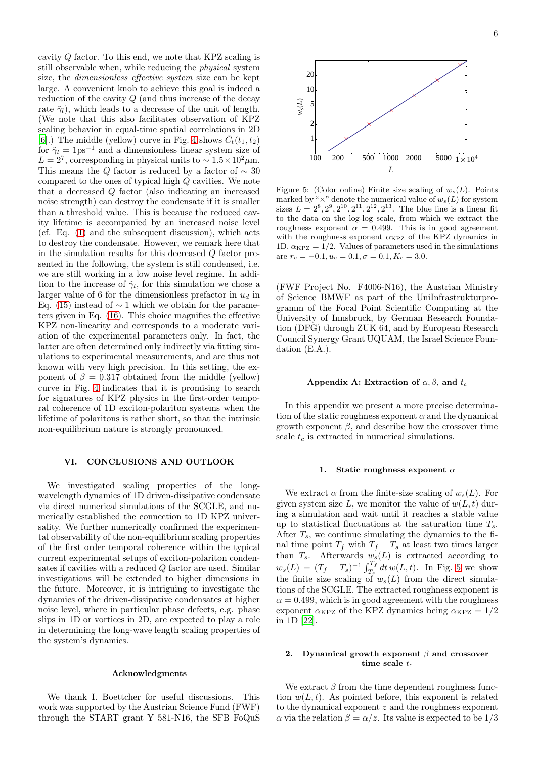cavity $Q$ factor. To this end, we note that KPZ scaling is still observable when, while reducing the *physical* system size, the *dimensionless effective system* size can be kept large. A convenient knob to achieve this goal is indeed a reduction of the cavity $Q$ (and thus increase of the decay rate $\tilde{\gamma}_l$), which leads to a decrease of the unit of length. (We note that this also facilitates observation of KPZ scaling behavior in equal-time spatial correlations in 2D [6].) The middle (yellow) curve in Fig. 4 shows $\bar{C}_t(t_1, t_2)$ for $\tilde{\gamma}_l = 1\text{ps}^{-1}$ and a dimensionless linear system size of $L = 2^7$, corresponding in physical units to $\sim 1.5 \times 10^2 \mu$m. This means the $Q$ factor is reduced by a factor of $\sim 30$ compared to the ones of typical high $Q$ cavities. We note that a decreased $Q$ factor (also indicating an increased noise strength) can destroy the condensate if it is smaller than a threshold value. This is because the reduced cavity lifetime is accompanied by an increased noise level (cf. Eq. (1) and the subsequent discussion), which acts to destroy the condensate. However, we remark here that in the simulation results for this decreased $Q$ factor presented in the following, the system is still condensed, i.e. we are still working in a low noise level regime. In addition to the increase of $\tilde{\gamma}_l$, for this simulation we chose a larger value of 6 for the dimensionless prefactor in $u_d$ in Eq. (15) instead of $\sim 1$ which we obtain for the parameters given in Eq. (16). This choice magnifies the effective KPZ non-linearity and corresponds to a moderate variation of the experimental parameters only. In fact, the latter are often determined only indirectly via fitting simulations to experimental measurements, and are thus not known with very high precision. In this setting, the exponent of $\beta = 0.317$ obtained from the middle (yellow) curve in Fig. 4 indicates that it is promising to search for signatures of KPZ physics in the first-order temporal coherence of 1D exciton-polariton systems when the lifetime of polaritons is rather short, so that the intrinsic non-equilibrium nature is strongly pronounced.

## VI. CONCLUSIONS AND OUTLOOK

We investigated scaling properties of the long-wavelength dynamics of 1D driven-dissipative condensate via direct numerical simulations of the SCGLE, and numerically established the connection to 1D KPZ universality. We further numerically confirmed the experimental observability of the non-equilibrium scaling properties of the first order temporal coherence within the typical current experimental setups of exciton-polariton condensates if cavities with a reduced $Q$ factor are used. Similar investigations will be extended to higher dimensions in the future. Moreover, it is intriguing to investigate the dynamics of the driven-dissipative condensates at higher noise level, where in particular phase defects, e.g. phase slips in 1D or vortices in 2D, are expected to play a role in determining the long-wave length scaling properties of the system's dynamics.

### Acknowledgments

We thank I. Boettcher for useful discussions. This work was supported by the Austrian Science Fund (FWF) through the START grant Y 581-N16, the SFB FoQuS (FWF Project No. F4006-N16), the Austrian Ministry of Science BMWF as part of the UniInfrastrukturprogramm of the Focal Point Scientific Computing at the University of Innsbruck, by German Research Foundation (DFG) through ZUK 64, and by European Research Council Synergy Grant UQUAM, the Israel Science Foundation (E.A.).

Figure 5: (Color online) Finite size scaling of $w_s(L)$. Points marked by "×" denote the numerical value of $w_s(L)$ for system sizes $L = 2^8, 2^9, 2^{10}, 2^{11}, 2^{12}, 2^{13}$. The blue line is a linear fit to the data on the log-log scale, from which we extract the roughness exponent $\alpha = 0.499$. This is in good agreement with the roughness exponent $\alpha_{\text{KPZ}}$ of the KPZ dynamics in 1D, $\alpha_{\text{KPZ}} = 1/2$. Values of parameters used in the simulations are $r_c = -0.1, u_c = 0.1, \sigma = 0.1, K_c = 3.0$.

## Appendix A: Extraction of $\alpha, \beta$, and $t_c$

In this appendix we present a more precise determination of the static roughness exponent $\alpha$ and the dynamical growth exponent $\beta$, and describe how the crossover time scale $t_c$ is extracted in numerical simulations.

### 1. Static roughness exponent $\alpha$

We extract $\alpha$ from the finite-size scaling of $w_s(L)$. For given system size $L$, we monitor the value of $w(L, t)$ during a simulation and wait until it reaches a stable value up to statistical fluctuations at the saturation time $T_s$. After $T_s$, we continue simulating the dynamics to the final time point $T_f$ with $T_f - T_s$ at least two times larger than $T_s$. Afterwards $w_s(L)$ is extracted according to $w_s(L) = (T_f - T_s)^{-1} \int_{T_s}^{T_f} dt\, w(L, t)$. In Fig. 5 we show the finite size scaling of $w_s(L)$ from the direct simulations of the SCGLE. The extracted roughness exponent is $\alpha = 0.499$, which is in good agreement with the roughness exponent $\alpha_{\text{KPZ}}$ of the KPZ dynamics being $\alpha_{\text{KPZ}} = 1/2$ in 1D [22].

### 2. Dynamical growth exponent $\beta$ and crossover time scale $t_c$

We extract $\beta$ from the time dependent roughness function $w(L, t)$. As pointed before, this exponent is related to the dynamical exponent $z$ and the roughness exponent $\alpha$ via the relation $\beta = \alpha/z$. Its value is expected to be 1/3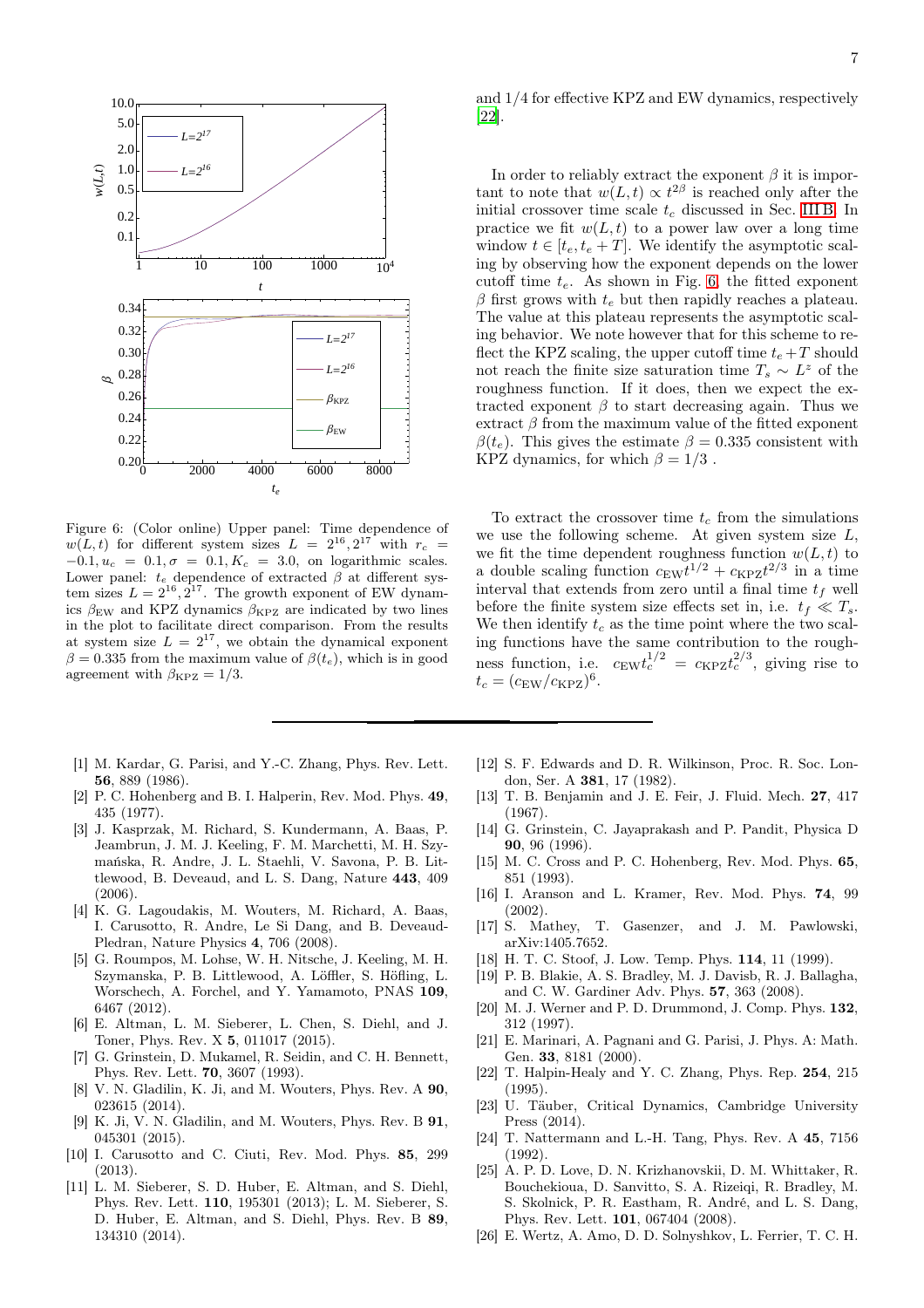Figure 6: (Color online) Upper panel: Time dependence of $w(L,t)$ for different system sizes $L = 2^{16}, 2^{17}$ with $r_c = -0.1, u_c = 0.1, \sigma = 0.1, K_c = 3.0$, on logarithmic scales. Lower panel: $t_e$ dependence of extracted $\beta$ at different system sizes $L = 2^{16}, 2^{17}$. The growth exponent of EW dynamics $\beta_{\rm EW}$ and KPZ dynamics $\beta_{\rm KPZ}$ are indicated by two lines in the plot to facilitate direct comparison. From the results at system size $L = 2^{17}$, we obtain the dynamical exponent $\beta = 0.335$ from the maximum value of $\beta(t_e)$, which is in good agreement with $\beta_{\rm KPZ} = 1/3$.

and 1/4 for effective KPZ and EW dynamics, respectively [22].

In order to reliably extract the exponent $\beta$ it is important to note that $w(L,t) \propto t^{2\beta}$ is reached only after the initial crossover time scale $t_c$ discussed in Sec. III B. In practice we fit $w(L,t)$ to a power law over a long time window $t \in [t_e, t_e + T]$. We identify the asymptotic scaling by observing how the exponent depends on the lower cutoff time $t_e$. As shown in Fig. 6, the fitted exponent $\beta$ first grows with $t_e$ but then rapidly reaches a plateau. The value at this plateau represents the asymptotic scaling behavior. We note however that for this scheme to reflect the KPZ scaling, the upper cutoff time $t_e + T$ should not reach the finite size saturation time $T_s \sim L^z$ of the roughness function. If it does, then we expect the extracted exponent $\beta$ to start decreasing again. Thus we extract $\beta$ from the maximum value of the fitted exponent $\beta(t_e)$. This gives the estimate $\beta = 0.335$ consistent with KPZ dynamics, for which $\beta = 1/3$ .

To extract the crossover time $t_c$ from the simulations we use the following scheme. At given system size $L$, we fit the time dependent roughness function $w(L,t)$ to a double scaling function $c_{\rm EW} t^{1/2} + c_{\rm KPZ} t^{2/3}$ in a time interval that extends from zero until a final time $t_f$ well before the finite system size effects set in, i.e. $t_f \ll T_s$. We then identify $t_c$ as the time point where the two scaling functions have the same contribution to the roughness function, i.e. $c_{\rm EW} t_c^{1/2} = c_{\rm KPZ} t_c^{2/3}$, giving rise to $t_c = (c_{\rm EW}/c_{\rm KPZ})^6$.

---

[1] M. Kardar, G. Parisi, and Y.-C. Zhang, Phys. Rev. Lett. **56**, 889 (1986).

[2] P. C. Hohenberg and B. I. Halperin, Rev. Mod. Phys. **49**, 435 (1977).

[3] J. Kasprzak, M. Richard, S. Kundermann, A. Baas, P. Jeambrun, J. M. J. Keeling, F. M. Marchetti, M. H. Szymańska, R. Andre, J. L. Staehli, V. Savona, P. B. Littlewood, B. Deveaud, and L. S. Dang, Nature **443**, 409 (2006).

[4] K. G. Lagoudakis, M. Wouters, M. Richard, A. Baas, I. Carusotto, R. Andre, Le Si Dang, and B. Deveaud-Pledran, Nature Physics **4**, 706 (2008).

[5] G. Roumpos, M. Lohse, W. H. Nitsche, J. Keeling, M. H. Szymanska, P. B. Littlewood, A. Löffler, S. Höfling, L. Worschech, A. Forchel, and Y. Yamamoto, PNAS **109**, 6467 (2012).

[6] E. Altman, L. M. Sieberer, L. Chen, S. Diehl, and J. Toner, Phys. Rev. X **5**, 011017 (2015).

[7] G. Grinstein, D. Mukamel, R. Seidin, and C. H. Bennett, Phys. Rev. Lett. **70**, 3607 (1993).

[8] V. N. Gladilin, K. Ji, and M. Wouters, Phys. Rev. A **90**, 023615 (2014).

[9] K. Ji, V. N. Gladilin, and M. Wouters, Phys. Rev. B **91**, 045301 (2015).

[10] I. Carusotto and C. Ciuti, Rev. Mod. Phys. **85**, 299 (2013).

[11] L. M. Sieberer, S. D. Huber, E. Altman, and S. Diehl, Phys. Rev. Lett. **110**, 195301 (2013); L. M. Sieberer, S. D. Huber, E. Altman, and S. Diehl, Phys. Rev. B **89**, 134310 (2014).

[12] S. F. Edwards and D. R. Wilkinson, Proc. R. Soc. London, Ser. A **381**, 17 (1982).

[13] T. B. Benjamin and J. E. Feir, J. Fluid. Mech. **27**, 417 (1967).

[14] G. Grinstein, C. Jayaprakash and P. Pandit, Physica D **90**, 96 (1996).

[15] M. C. Cross and P. C. Hohenberg, Rev. Mod. Phys. **65**, 851 (1993).

[16] I. Aranson and L. Kramer, Rev. Mod. Phys. **74**, 99 (2002).

[17] S. Mathey, T. Gasenzer, and J. M. Pawlowski, arXiv:1405.7652.

[18] H. T. C. Stoof, J. Low. Temp. Phys. **114**, 11 (1999).

[19] P. B. Blakie, A. S. Bradley, M. J. Davisb, R. J. Ballagha, and C. W. Gardiner Adv. Phys. **57**, 363 (2008).

[20] M. J. Werner and P. D. Drummond, J. Comp. Phys. **132**, 312 (1997).

[21] E. Marinari, A. Pagnani and G. Parisi, J. Phys. A: Math. Gen. **33**, 8181 (2000).

[22] T. Halpin-Healy and Y. C. Zhang, Phys. Rep. **254**, 215 (1995).

[23] U. Täuber, Critical Dynamics, Cambridge University Press (2014).

[24] T. Nattermann and L.-H. Tang, Phys. Rev. A **45**, 7156 (1992).

[25] A. P. D. Love, D. N. Krizhanovskii, D. M. Whittaker, R. Bouchekioua, D. Sanvitto, S. A. Rizeiqi, R. Bradley, M. S. Skolnick, P. R. Eastham, R. André, and L. S. Dang, Phys. Rev. Lett. **101**, 067404 (2008).

[26] E. Wertz, A. Amo, D. D. Solnyshkov, L. Ferrier, T. C. H.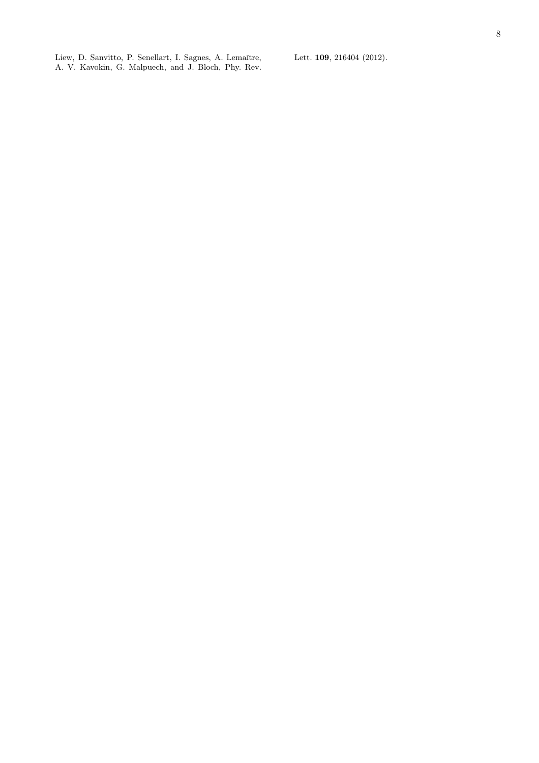Liew, D. Sanvitto, P. Senellart, I. Sagnes, A. Lemaître, A. V. Kavokin, G. Malpuech, and J. Bloch, Phy. Rev. Lett. **109**, 216404 (2012).